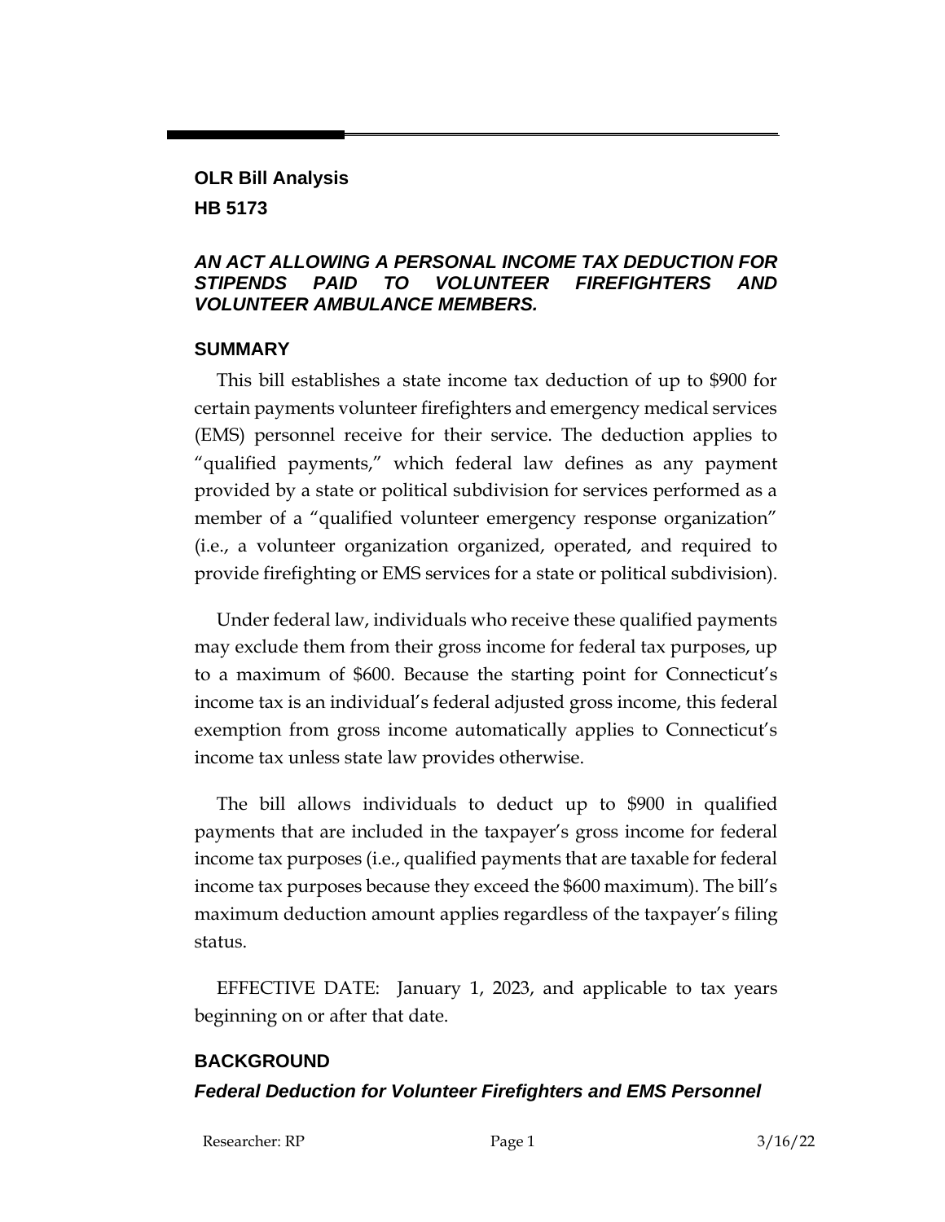**OLR Bill Analysis**

**HB 5173**

## *AN ACT ALLOWING A PERSONAL INCOME TAX DEDUCTION FOR STIPENDS PAID TO VOLUNTEER FIREFIGHTERS AND VOLUNTEER AMBULANCE MEMBERS.*

## SUMMARY

This bill establishes a state income tax deduction of up to $900 for certain payments volunteer firefighters and emergency medical services (EMS) personnel receive for their service. The deduction applies to "qualified payments," which federal law defines as any payment provided by a state or political subdivision for services performed as a member of a "qualified volunteer emergency response organization" (i.e., a volunteer organization organized, operated, and required to provide firefighting or EMS services for a state or political subdivision).

Under federal law, individuals who receive these qualified payments may exclude them from their gross income for federal tax purposes, up to a maximum of $600. Because the starting point for Connecticut's income tax is an individual's federal adjusted gross income, this federal exemption from gross income automatically applies to Connecticut's income tax unless state law provides otherwise.

The bill allows individuals to deduct up to $900 in qualified payments that are included in the taxpayer's gross income for federal income tax purposes (i.e., qualified payments that are taxable for federal income tax purposes because they exceed the $600 maximum). The bill's maximum deduction amount applies regardless of the taxpayer's filing status.

EFFECTIVE DATE: January 1, 2023, and applicable to tax years beginning on or after that date.

## BACKGROUND

### *Federal Deduction for Volunteer Firefighters and EMS Personnel*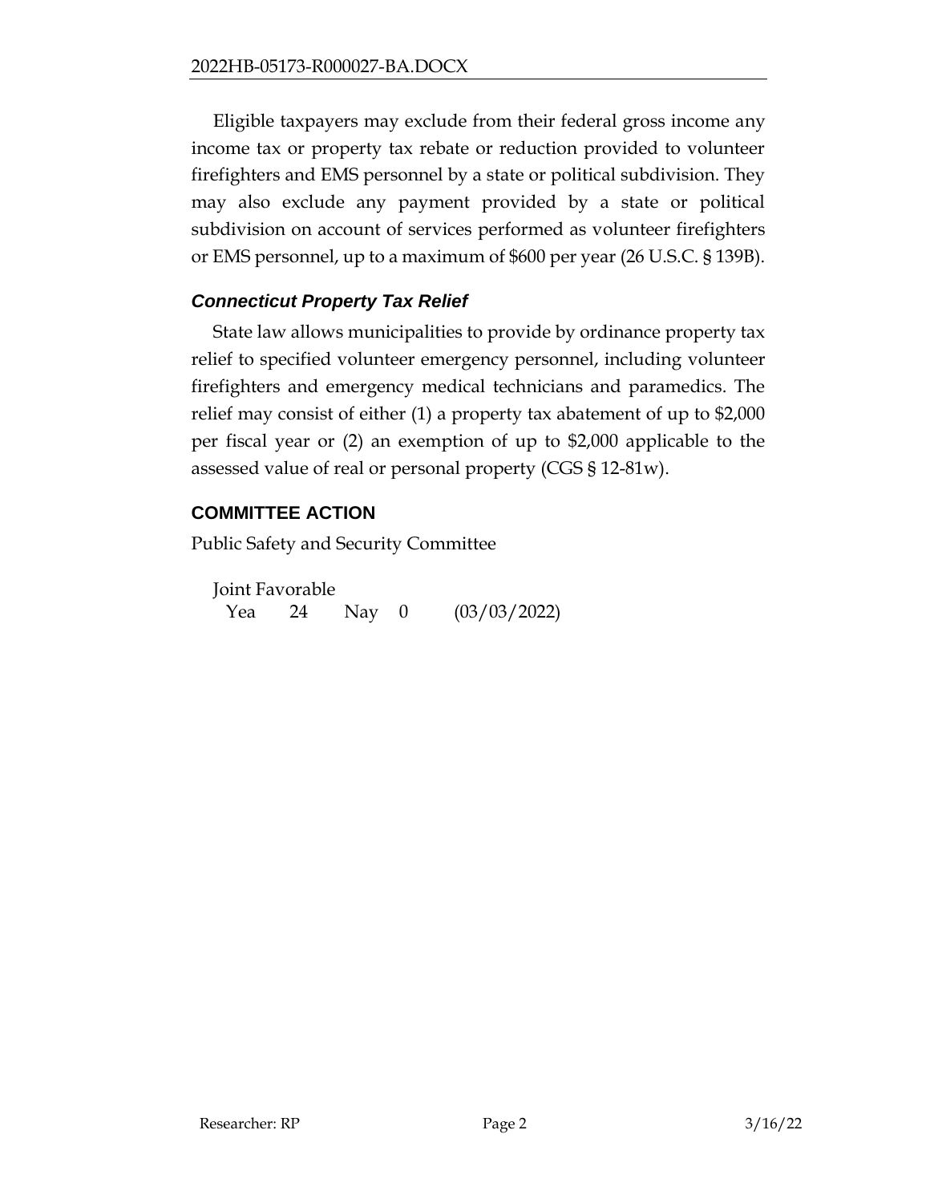Eligible taxpayers may exclude from their federal gross income any income tax or property tax rebate or reduction provided to volunteer firefighters and EMS personnel by a state or political subdivision. They may also exclude any payment provided by a state or political subdivision on account of services performed as volunteer firefighters or EMS personnel, up to a maximum of $600 per year (26 U.S.C. § 139B).

### *Connecticut Property Tax Relief*

State law allows municipalities to provide by ordinance property tax relief to specified volunteer emergency personnel, including volunteer firefighters and emergency medical technicians and paramedics. The relief may consist of either (1) a property tax abatement of up to $2,000 per fiscal year or (2) an exemption of up to $2,000 applicable to the assessed value of real or personal property (CGS § 12-81w).

## COMMITTEE ACTION

Public Safety and Security Committee

Joint Favorable
Yea 24 Nay 0 (03/03/2022)